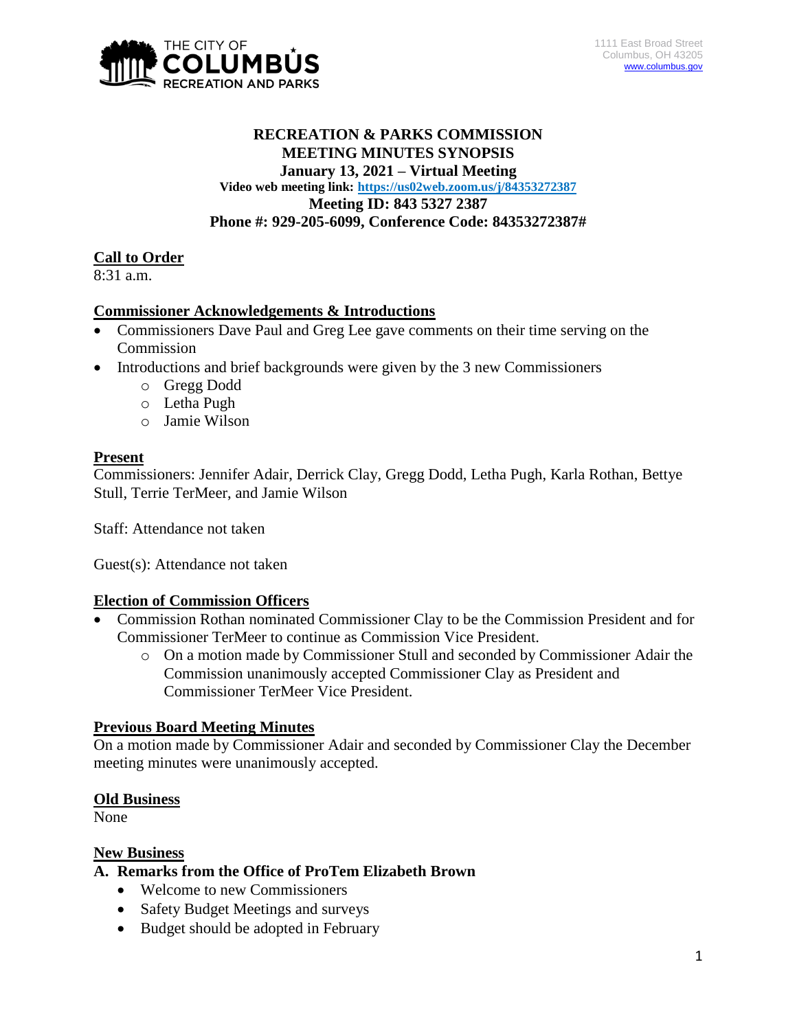1111 East Broad Street
Columbus, OH 43205
www.columbus.gov

# RECREATION & PARKS COMMISSION
## MEETING MINUTES SYNOPSIS
### January 13, 2021 – Virtual Meeting

**Video web meeting link: https://us02web.zoom.us/j/84353272387**

**Meeting ID: 843 5327 2387**

**Phone #: 929-205-6099, Conference Code: 84353272387#**

## Call to Order

8:31 a.m.

## Commissioner Acknowledgements & Introductions

- Commissioners Dave Paul and Greg Lee gave comments on their time serving on the Commission
- Introductions and brief backgrounds were given by the 3 new Commissioners
  - Gregg Dodd
  - Letha Pugh
  - Jamie Wilson

## Present

Commissioners: Jennifer Adair, Derrick Clay, Gregg Dodd, Letha Pugh, Karla Rothan, Bettye Stull, Terrie TerMeer, and Jamie Wilson

Staff: Attendance not taken

Guest(s): Attendance not taken

## Election of Commission Officers

- Commission Rothan nominated Commissioner Clay to be the Commission President and for Commissioner TerMeer to continue as Commission Vice President.
  - On a motion made by Commissioner Stull and seconded by Commissioner Adair the Commission unanimously accepted Commissioner Clay as President and Commissioner TerMeer Vice President.

## Previous Board Meeting Minutes

On a motion made by Commissioner Adair and seconded by Commissioner Clay the December meeting minutes were unanimously accepted.

## Old Business

None

## New Business

### A. Remarks from the Office of ProTem Elizabeth Brown

- Welcome to new Commissioners
- Safety Budget Meetings and surveys
- Budget should be adopted in February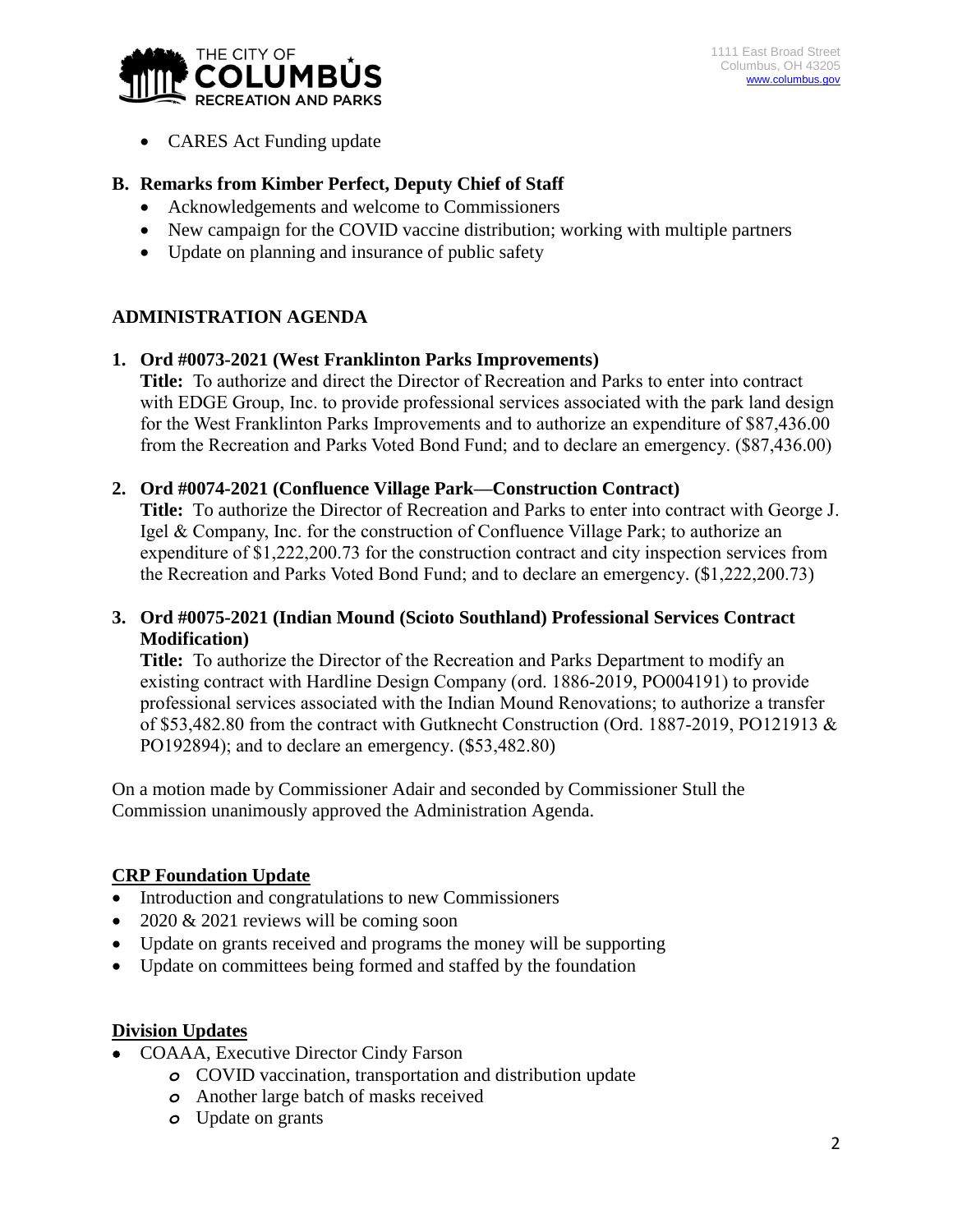- CARES Act Funding update

**B. Remarks from Kimber Perfect, Deputy Chief of Staff**

- Acknowledgements and welcome to Commissioners
- New campaign for the COVID vaccine distribution; working with multiple partners
- Update on planning and insurance of public safety

## ADMINISTRATION AGENDA

**1. Ord #0073-2021 (West Franklinton Parks Improvements)**

**Title:** To authorize and direct the Director of Recreation and Parks to enter into contract with EDGE Group, Inc. to provide professional services associated with the park land design for the West Franklinton Parks Improvements and to authorize an expenditure of $87,436.00 from the Recreation and Parks Voted Bond Fund; and to declare an emergency. ($87,436.00)

**2. Ord #0074-2021 (Confluence Village Park—Construction Contract)**

**Title:** To authorize the Director of Recreation and Parks to enter into contract with George J. Igel & Company, Inc. for the construction of Confluence Village Park; to authorize an expenditure of $1,222,200.73 for the construction contract and city inspection services from the Recreation and Parks Voted Bond Fund; and to declare an emergency. ($1,222,200.73)

**3. Ord #0075-2021 (Indian Mound (Scioto Southland) Professional Services Contract Modification)**

**Title:** To authorize the Director of the Recreation and Parks Department to modify an existing contract with Hardline Design Company (ord. 1886-2019, PO004191) to provide professional services associated with the Indian Mound Renovations; to authorize a transfer of $53,482.80 from the contract with Gutknecht Construction (Ord. 1887-2019, PO121913 & PO192894); and to declare an emergency. ($53,482.80)

On a motion made by Commissioner Adair and seconded by Commissioner Stull the Commission unanimously approved the Administration Agenda.

### CRP Foundation Update

- Introduction and congratulations to new Commissioners
- 2020 & 2021 reviews will be coming soon
- Update on grants received and programs the money will be supporting
- Update on committees being formed and staffed by the foundation

### Division Updates

- COAAA, Executive Director Cindy Farson
  - COVID vaccination, transportation and distribution update
  - Another large batch of masks received
  - Update on grants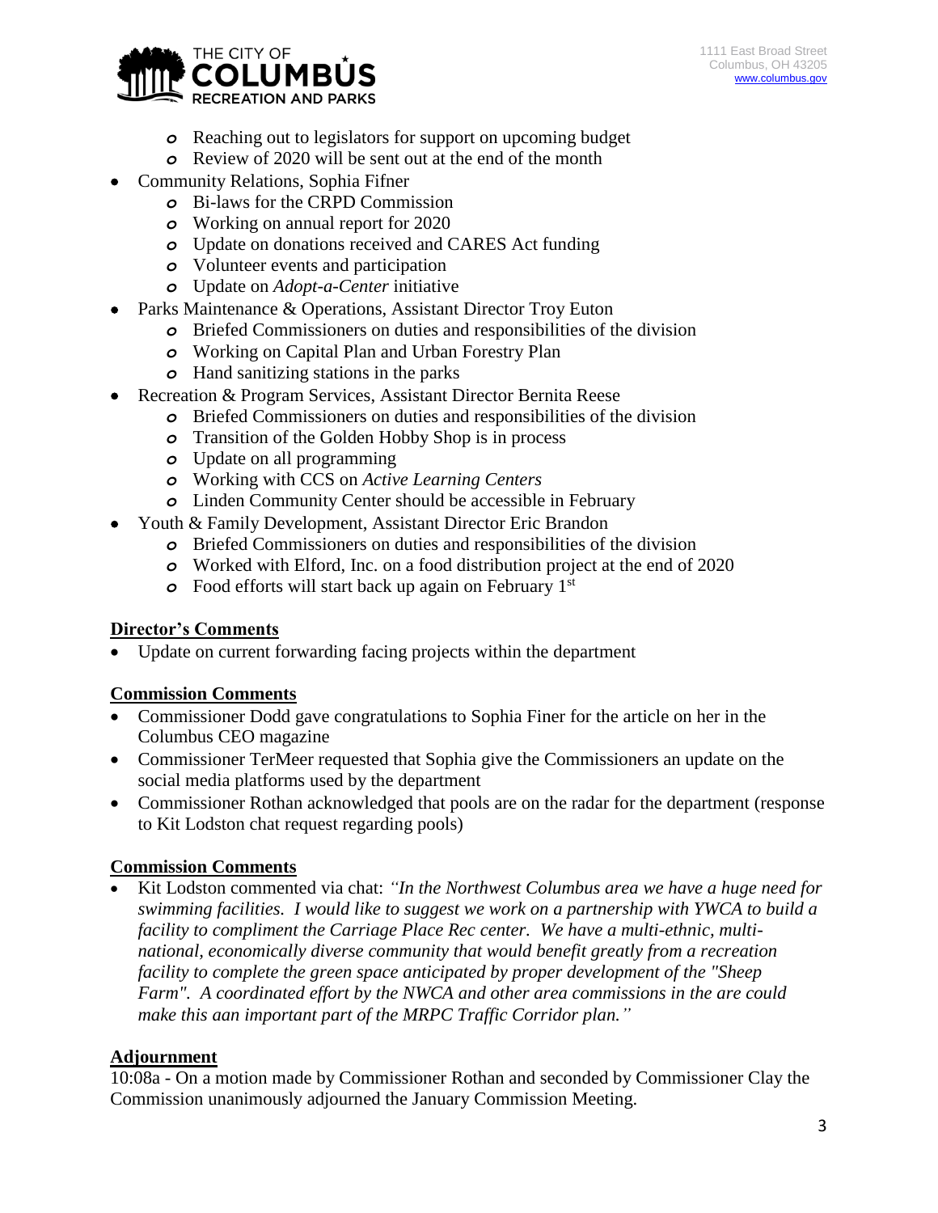- Reaching out to legislators for support on upcoming budget
    - Review of 2020 will be sent out at the end of the month
- Community Relations, Sophia Fifner
    - Bi-laws for the CRPD Commission
    - Working on annual report for 2020
    - Update on donations received and CARES Act funding
    - Volunteer events and participation
    - Update on *Adopt-a-Center* initiative
- Parks Maintenance & Operations, Assistant Director Troy Euton
    - Briefed Commissioners on duties and responsibilities of the division
    - Working on Capital Plan and Urban Forestry Plan
    - Hand sanitizing stations in the parks
- Recreation & Program Services, Assistant Director Bernita Reese
    - Briefed Commissioners on duties and responsibilities of the division
    - Transition of the Golden Hobby Shop is in process
    - Update on all programming
    - Working with CCS on *Active Learning Centers*
    - Linden Community Center should be accessible in February
- Youth & Family Development, Assistant Director Eric Brandon
    - Briefed Commissioners on duties and responsibilities of the division
    - Worked with Elford, Inc. on a food distribution project at the end of 2020
    - Food efforts will start back up again on February 1st

**Director's Comments**

- Update on current forwarding facing projects within the department

**Commission Comments**

- Commissioner Dodd gave congratulations to Sophia Finer for the article on her in the Columbus CEO magazine
- Commissioner TerMeer requested that Sophia give the Commissioners an update on the social media platforms used by the department
- Commissioner Rothan acknowledged that pools are on the radar for the department (response to Kit Lodston chat request regarding pools)

**Commission Comments**

- Kit Lodston commented via chat: *"In the Northwest Columbus area we have a huge need for swimming facilities. I would like to suggest we work on a partnership with YWCA to build a facility to compliment the Carriage Place Rec center. We have a multi-ethnic, multi-national, economically diverse community that would benefit greatly from a recreation facility to complete the green space anticipated by proper development of the "Sheep Farm". A coordinated effort by the NWCA and other area commissions in the are could make this aan important part of the MRPC Traffic Corridor plan."*

**Adjournment**

10:08a - On a motion made by Commissioner Rothan and seconded by Commissioner Clay the Commission unanimously adjourned the January Commission Meeting.